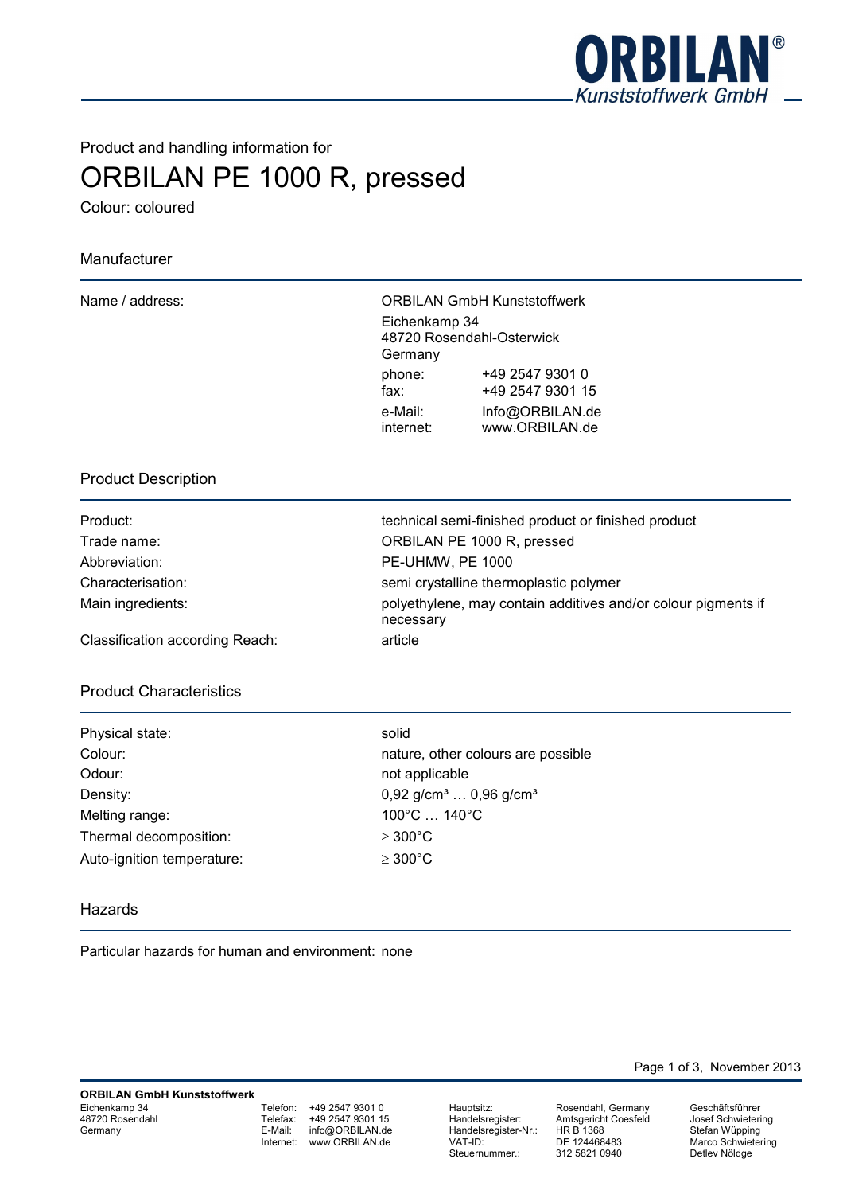Product and handling information for

# ORBILAN PE 1000 R, pressed

Colour: coloured

## Manufacturer

| | |
|---|---|
| Name / address: | ORBILAN GmbH Kunststoffwerk<br>Eichenkamp 34<br>48720 Rosendahl-Osterwick<br>Germany<br>phone: +49 2547 9301 0<br>fax: +49 2547 9301 15<br>e-Mail: Info@ORBILAN.de<br>internet: www.ORBILAN.de |

## Product Description

| | |
|---|---|
| Product: | technical semi-finished product or finished product |
| Trade name: | ORBILAN PE 1000 R, pressed |
| Abbreviation: | PE-UHMW, PE 1000 |
| Characterisation: | semi crystalline thermoplastic polymer |
| Main ingredients: | polyethylene, may contain additives and/or colour pigments if necessary |
| Classification according Reach: | article |

## Product Characteristics

| | |
|---|---|
| Physical state: | solid |
| Colour: | nature, other colours are possible |
| Odour: | not applicable |
| Density: | 0,92 g/cm³ … 0,96 g/cm³ |
| Melting range: | 100°C … 140°C |
| Thermal decomposition: | ≥ 300°C |
| Auto-ignition temperature: | ≥ 300°C |

## Hazards

Particular hazards for human and environment: none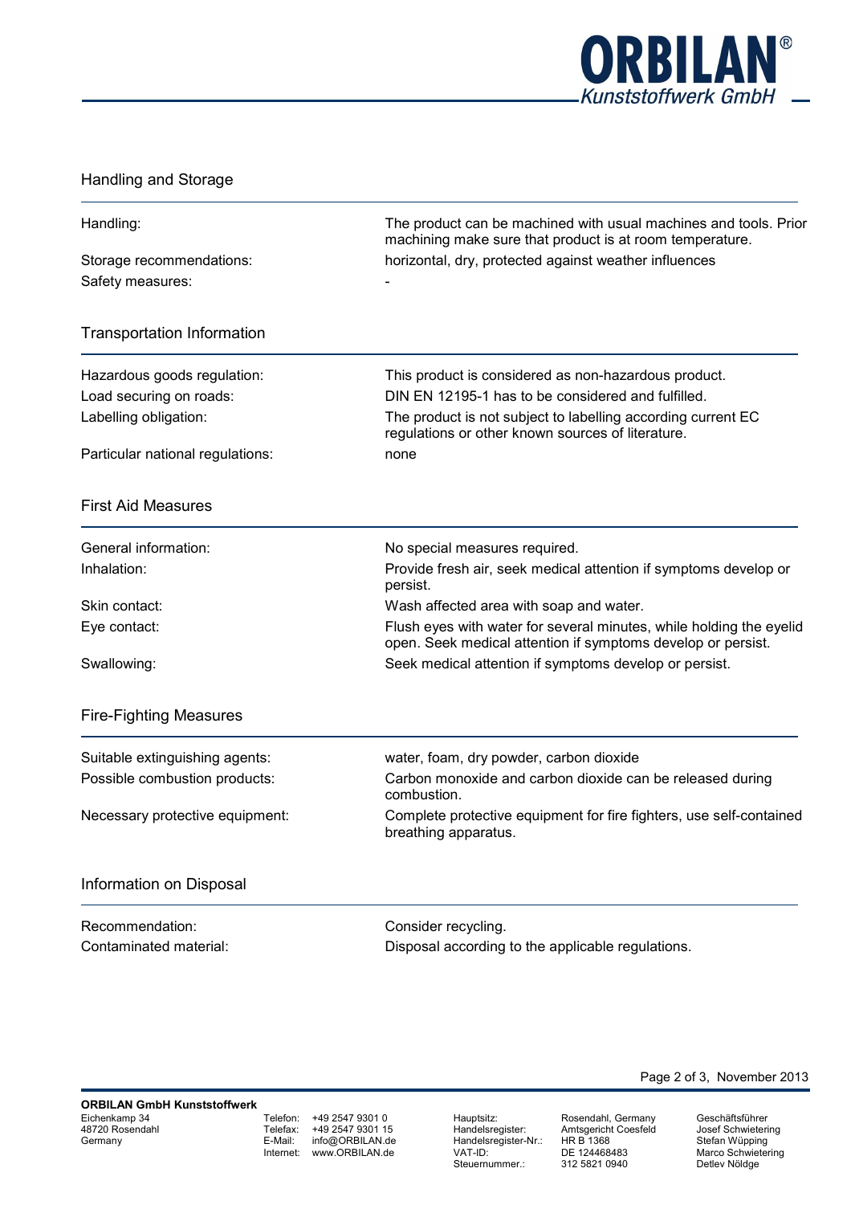## Handling and Storage

| | |
|---|---|
| Handling: | The product can be machined with usual machines and tools. Prior machining make sure that product is at room temperature. |
| Storage recommendations: | horizontal, dry, protected against weather influences |
| Safety measures: | - |

## Transportation Information

| | |
|---|---|
| Hazardous goods regulation: | This product is considered as non-hazardous product. |
| Load securing on roads: | DIN EN 12195-1 has to be considered and fulfilled. |
| Labelling obligation: | The product is not subject to labelling according current EC regulations or other known sources of literature. |
| Particular national regulations: | none |

## First Aid Measures

| | |
|---|---|
| General information: | No special measures required. |
| Inhalation: | Provide fresh air, seek medical attention if symptoms develop or persist. |
| Skin contact: | Wash affected area with soap and water. |
| Eye contact: | Flush eyes with water for several minutes, while holding the eyelid open. Seek medical attention if symptoms develop or persist. |
| Swallowing: | Seek medical attention if symptoms develop or persist. |

## Fire-Fighting Measures

| | |
|---|---|
| Suitable extinguishing agents: | water, foam, dry powder, carbon dioxide |
| Possible combustion products: | Carbon monoxide and carbon dioxide can be released during combustion. |
| Necessary protective equipment: | Complete protective equipment for fire fighters, use self-contained breathing apparatus. |

## Information on Disposal

| | |
|---|---|
| Recommendation: | Consider recycling. |
| Contaminated material: | Disposal according to the applicable regulations. |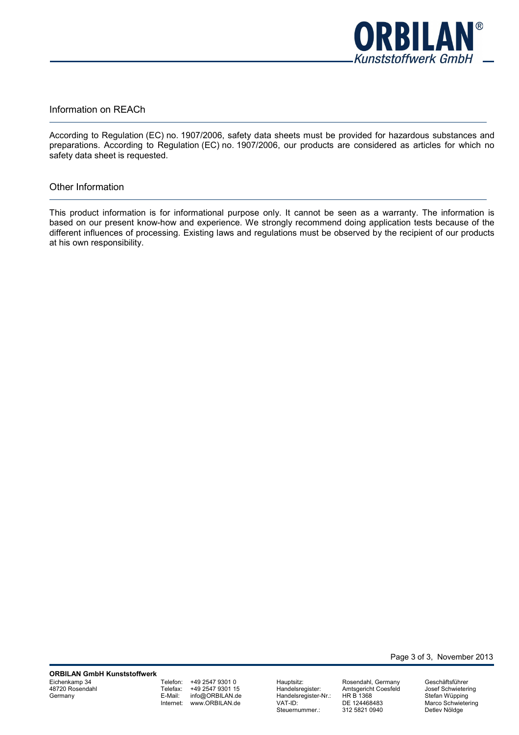## Information on REACh

According to Regulation (EC) no. 1907/2006, safety data sheets must be provided for hazardous substances and preparations. According to Regulation (EC) no. 1907/2006, our products are considered as articles for which no safety data sheet is requested.

## Other Information

This product information is for informational purpose only. It cannot be seen as a warranty. The information is based on our present know-how and experience. We strongly recommend doing application tests because of the different influences of processing. Existing laws and regulations must be observed by the recipient of our products at his own responsibility.